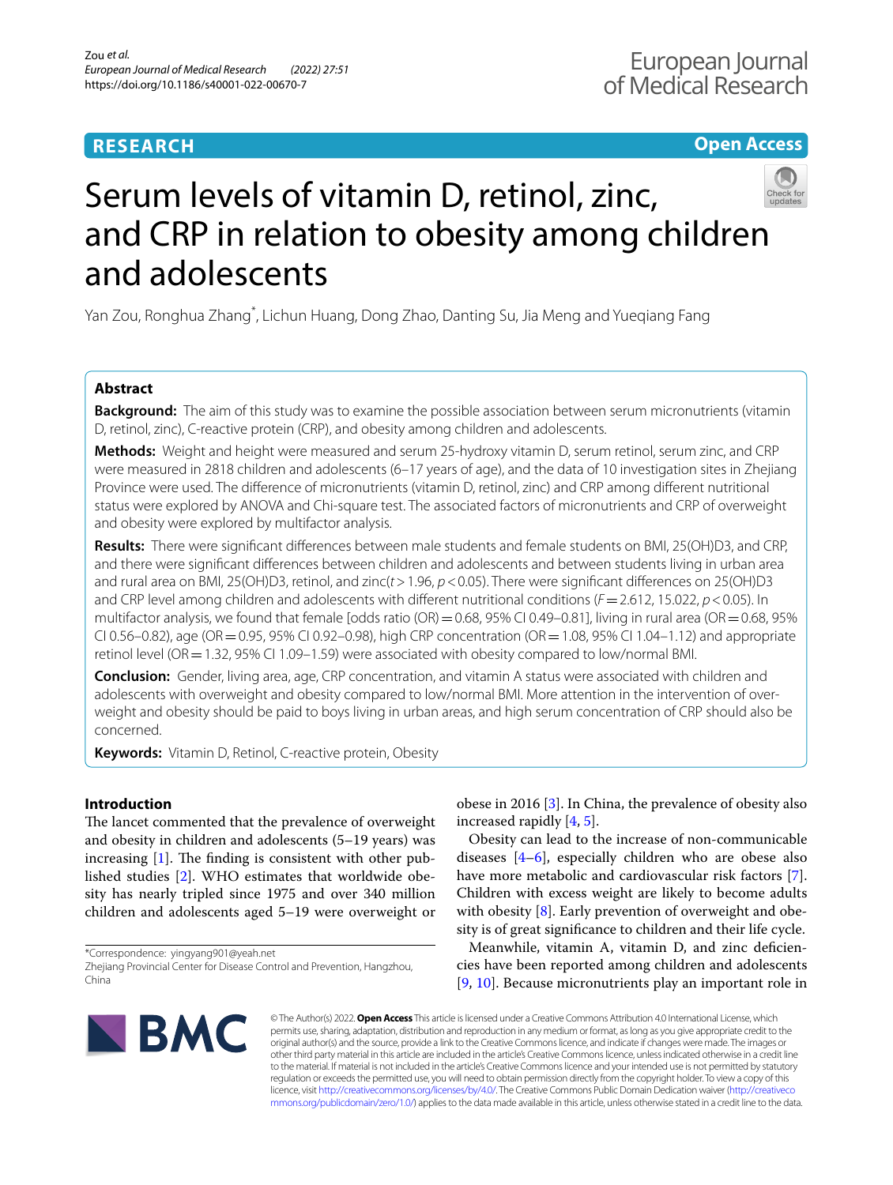RESEARCH

Open Access

# Serum levels of vitamin D, retinol, zinc, and CRP in relation to obesity among children and adolescents

Yan Zou, Ronghua Zhang*, Lichun Huang, Dong Zhao, Danting Su, Jia Meng and Yueqiang Fang

## Abstract

**Background:** The aim of this study was to examine the possible association between serum micronutrients (vitamin D, retinol, zinc), C-reactive protein (CRP), and obesity among children and adolescents.

**Methods:** Weight and height were measured and serum 25-hydroxy vitamin D, serum retinol, serum zinc, and CRP were measured in 2818 children and adolescents (6–17 years of age), and the data of 10 investigation sites in Zhejiang Province were used. The difference of micronutrients (vitamin D, retinol, zinc) and CRP among different nutritional status were explored by ANOVA and Chi-square test. The associated factors of micronutrients and CRP of overweight and obesity were explored by multifactor analysis.

**Results:** There were significant differences between male students and female students on BMI, 25(OH)D3, and CRP, and there were significant differences between children and adolescents and between students living in urban area and rural area on BMI, 25(OH)D3, retinol, and zinc($t > 1.96$, $p < 0.05$). There were significant differences on 25(OH)D3 and CRP level among children and adolescents with different nutritional conditions ($F = 2.612$, $15.022$, $p < 0.05$). In multifactor analysis, we found that female [odds ratio (OR) = 0.68, 95% CI 0.49–0.81], living in rural area (OR = 0.68, 95% CI 0.56–0.82), age (OR = 0.95, 95% CI 0.92–0.98), high CRP concentration (OR = 1.08, 95% CI 1.04–1.12) and appropriate retinol level (OR = 1.32, 95% CI 1.09–1.59) were associated with obesity compared to low/normal BMI.

**Conclusion:** Gender, living area, age, CRP concentration, and vitamin A status were associated with children and adolescents with overweight and obesity compared to low/normal BMI. More attention in the intervention of overweight and obesity should be paid to boys living in urban areas, and high serum concentration of CRP should also be concerned.

**Keywords:** Vitamin D, Retinol, C-reactive protein, Obesity

## Introduction

The lancet commented that the prevalence of overweight and obesity in children and adolescents (5–19 years) was increasing [1]. The finding is consistent with other published studies [2]. WHO estimates that worldwide obesity has nearly tripled since 1975 and over 340 million children and adolescents aged 5–19 were overweight or obese in 2016 [3]. In China, the prevalence of obesity also increased rapidly [4, 5].

Obesity can lead to the increase of non-communicable diseases [4–6], especially children who are obese also have more metabolic and cardiovascular risk factors [7]. Children with excess weight are likely to become adults with obesity [8]. Early prevention of overweight and obesity is of great significance to children and their life cycle.

Meanwhile, vitamin A, vitamin D, and zinc deficiencies have been reported among children and adolescents [9, 10]. Because micronutrients play an important role in

*Correspondence: yingyang901@yeah.net
Zhejiang Provincial Center for Disease Control and Prevention, Hangzhou, China

© The Author(s) 2022. **Open Access** This article is licensed under a Creative Commons Attribution 4.0 International License, which permits use, sharing, adaptation, distribution and reproduction in any medium or format, as long as you give appropriate credit to the original author(s) and the source, provide a link to the Creative Commons licence, and indicate if changes were made. The images or other third party material in this article are included in the article's Creative Commons licence, unless indicated otherwise in a credit line to the material. If material is not included in the article's Creative Commons licence and your intended use is not permitted by statutory regulation or exceeds the permitted use, you will need to obtain permission directly from the copyright holder. To view a copy of this licence, visit http://creativecommons.org/licenses/by/4.0/. The Creative Commons Public Domain Dedication waiver (http://creativecommons.org/publicdomain/zero/1.0/) applies to the data made available in this article, unless otherwise stated in a credit line to the data.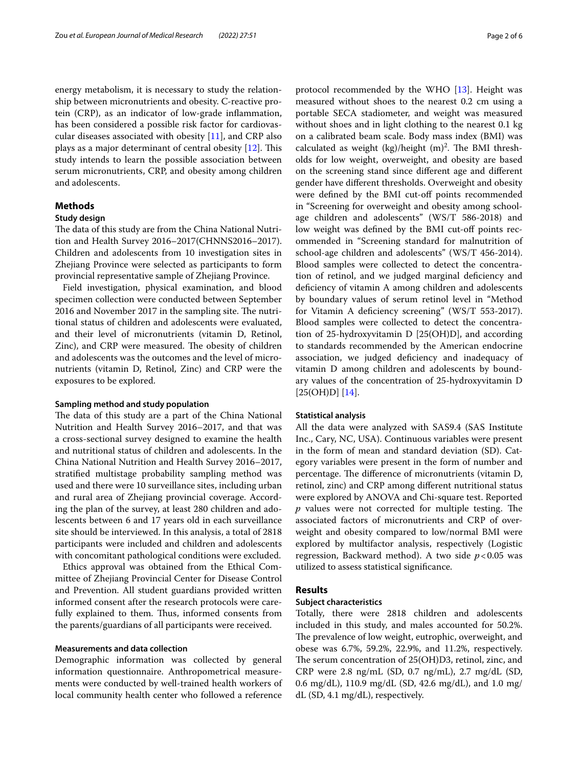energy metabolism, it is necessary to study the relationship between micronutrients and obesity. C-reactive protein (CRP), as an indicator of low-grade inflammation, has been considered a possible risk factor for cardiovascular diseases associated with obesity [11], and CRP also plays as a major determinant of central obesity [12]. This study intends to learn the possible association between serum micronutrients, CRP, and obesity among children and adolescents.

## Methods

### Study design

The data of this study are from the China National Nutrition and Health Survey 2016–2017(CHNNS2016–2017). Children and adolescents from 10 investigation sites in Zhejiang Province were selected as participants to form provincial representative sample of Zhejiang Province.

Field investigation, physical examination, and blood specimen collection were conducted between September 2016 and November 2017 in the sampling site. The nutritional status of children and adolescents were evaluated, and their level of micronutrients (vitamin D, Retinol, Zinc), and CRP were measured. The obesity of children and adolescents was the outcomes and the level of micronutrients (vitamin D, Retinol, Zinc) and CRP were the exposures to be explored.

### Sampling method and study population

The data of this study are a part of the China National Nutrition and Health Survey 2016–2017, and that was a cross-sectional survey designed to examine the health and nutritional status of children and adolescents. In the China National Nutrition and Health Survey 2016–2017, stratified multistage probability sampling method was used and there were 10 surveillance sites, including urban and rural area of Zhejiang provincial coverage. According the plan of the survey, at least 280 children and adolescents between 6 and 17 years old in each surveillance site should be interviewed. In this analysis, a total of 2818 participants were included and children and adolescents with concomitant pathological conditions were excluded.

Ethics approval was obtained from the Ethical Committee of Zhejiang Provincial Center for Disease Control and Prevention. All student guardians provided written informed consent after the research protocols were carefully explained to them. Thus, informed consents from the parents/guardians of all participants were received.

### Measurements and data collection

Demographic information was collected by general information questionnaire. Anthropometrical measurements were conducted by well-trained health workers of local community health center who followed a reference protocol recommended by the WHO [13]. Height was measured without shoes to the nearest 0.2 cm using a portable SECA stadiometer, and weight was measured without shoes and in light clothing to the nearest 0.1 kg on a calibrated beam scale. Body mass index (BMI) was calculated as weight (kg)/height $(m)^2$. The BMI thresholds for low weight, overweight, and obesity are based on the screening stand since different age and different gender have different thresholds. Overweight and obesity were defined by the BMI cut-off points recommended in "Screening for overweight and obesity among school-age children and adolescents" (WS/T 586-2018) and low weight was defined by the BMI cut-off points recommended in "Screening standard for malnutrition of school-age children and adolescents" (WS/T 456-2014). Blood samples were collected to detect the concentration of retinol, and we judged marginal deficiency and deficiency of vitamin A among children and adolescents by boundary values of serum retinol level in "Method for Vitamin A deficiency screening" (WS/T 553-2017). Blood samples were collected to detect the concentration of 25-hydroxyvitamin D [25(OH)D], and according to standards recommended by the American endocrine association, we judged deficiency and inadequacy of vitamin D among children and adolescents by boundary values of the concentration of 25-hydroxyvitamin D [25(OH)D] [14].

### Statistical analysis

All the data were analyzed with SAS9.4 (SAS Institute Inc., Cary, NC, USA). Continuous variables were present in the form of mean and standard deviation (SD). Category variables were present in the form of number and percentage. The difference of micronutrients (vitamin D, retinol, zinc) and CRP among different nutritional status were explored by ANOVA and Chi-square test. Reported $p$ values were not corrected for multiple testing. The associated factors of micronutrients and CRP of overweight and obesity compared to low/normal BMI were explored by multifactor analysis, respectively (Logistic regression, Backward method). A two side $p<0.05$ was utilized to assess statistical significance.

## Results

### Subject characteristics

Totally, there were 2818 children and adolescents included in this study, and males accounted for 50.2%. The prevalence of low weight, eutrophic, overweight, and obese was 6.7%, 59.2%, 22.9%, and 11.2%, respectively. The serum concentration of 25(OH)D3, retinol, zinc, and CRP were 2.8 ng/mL (SD, 0.7 ng/mL), 2.7 mg/dL (SD, 0.6 mg/dL), 110.9 mg/dL (SD, 42.6 mg/dL), and 1.0 mg/dL (SD, 4.1 mg/dL), respectively.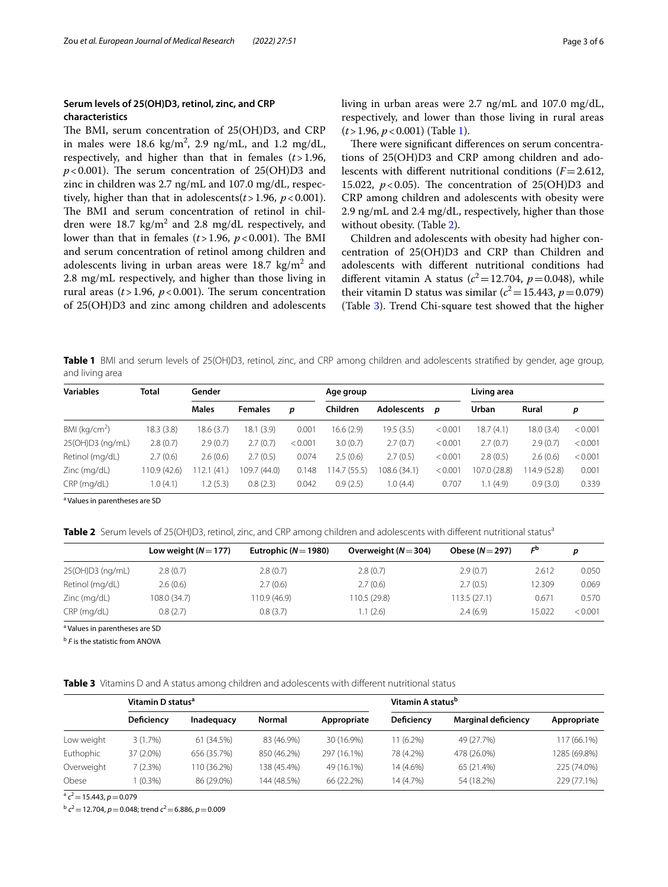### Serum levels of 25(OH)D3, retinol, zinc, and CRP characteristics

The BMI, serum concentration of 25(OH)D3, and CRP in males were 18.6 kg/m$^2$, 2.9 ng/mL, and 1.2 mg/dL, respectively, and higher than that in females ($t > 1.96$, $p < 0.001$). The serum concentration of 25(OH)D3 and zinc in children was 2.7 ng/mL and 107.0 mg/dL, respectively, higher than that in adolescents($t > 1.96$, $p < 0.001$). The BMI and serum concentration of retinol in children were 18.7 kg/m$^2$ and 2.8 mg/dL respectively, and lower than that in females ($t > 1.96$, $p < 0.001$). The BMI and serum concentration of retinol among children and adolescents living in urban areas were 18.7 kg/m$^2$ and 2.8 mg/mL respectively, and higher than those living in rural areas ($t > 1.96$, $p < 0.001$). The serum concentration of 25(OH)D3 and zinc among children and adolescents living in urban areas were 2.7 ng/mL and 107.0 mg/dL, respectively, and lower than those living in rural areas ($t > 1.96$, $p < 0.001$) (Table 1).

There were significant differences on serum concentrations of 25(OH)D3 and CRP among children and adolescents with different nutritional conditions ($F = 2.612$, 15.022, $p < 0.05$). The concentration of 25(OH)D3 and CRP among children and adolescents with obesity were 2.9 ng/mL and 2.4 mg/dL, respectively, higher than those without obesity. (Table 2).

Children and adolescents with obesity had higher concentration of 25(OH)D3 and CRP than Children and adolescents with different nutritional conditions had different vitamin A status ($c^2 = 12.704$, $p = 0.048$), while their vitamin D status was similar ($c^2 = 15.443$, $p = 0.079$) (Table 3). Trend Chi-square test showed that the higher

**Table 1** BMI and serum levels of 25(OH)D3, retinol, zinc, and CRP among children and adolescents stratified by gender, age group, and living area

| Variables | Total | Gender | | | Age group | | | Living area | | |
|---|---|---|---|---|---|---|---|---|---|---|
| | | Males | Females | p | Children | Adolescents | p | Urban | Rural | p |
| BMI (kg/cm$^2$) | 18.3 (3.8) | 18.6 (3.7) | 18.1 (3.9) | 0.001 | 16.6 (2.9) | 19.5 (3.5) | < 0.001 | 18.7 (4.1) | 18.0 (3.4) | < 0.001 |
| 25(OH)D3 (ng/mL) | 2.8 (0.7) | 2.9 (0.7) | 2.7 (0.7) | < 0.001 | 3.0 (0.7) | 2.7 (0.7) | < 0.001 | 2.7 (0.7) | 2.9 (0.7) | < 0.001 |
| Retinol (mg/dL) | 2.7 (0.6) | 2.6 (0.6) | 2.7 (0.5) | 0.074 | 2.5 (0.6) | 2.7 (0.5) | < 0.001 | 2.8 (0.5) | 2.6 (0.6) | < 0.001 |
| Zinc (mg/dL) | 110.9 (42.6) | 112.1 (41.) | 109.7 (44.0) | 0.148 | 114.7 (55.5) | 108.6 (34.1) | < 0.001 | 107.0 (28.8) | 114.9 (52.8) | 0.001 |
| CRP (mg/dL) | 1.0 (4.1) | 1.2 (5.3) | 0.8 (2.3) | 0.042 | 0.9 (2.5) | 1.0 (4.4) | 0.707 | 1.1 (4.9) | 0.9 (3.0) | 0.339 |

[a] Values in parentheses are SD

**Table 2** Serum levels of 25(OH)D3, retinol, zinc, and CRP among children and adolescents with different nutritional status[a]

| | Low weight ($N = 177$) | Eutrophic ($N = 1980$) | Overweight ($N = 304$) | Obese ($N = 297$) | $F$[b] | p |
|---|---|---|---|---|---|---|
| 25(OH)D3 (ng/mL) | 2.8 (0.7) | 2.8 (0.7) | 2.8 (0.7) | 2.9 (0.7) | 2.612 | 0.050 |
| Retinol (mg/dL) | 2.6 (0.6) | 2.7 (0.6) | 2.7 (0.5) | 2.7 (0.5) | 12.309 | 0.069 |
| Zinc (mg/dL) | 108.0 (34.7) | 110.9 (46.9) | 110.5 (29.8) | 113.5 (27.1) | 0.671 | 0.570 |
| CRP (mg/dL) | 0.8 (2.7) | 0.8 (3.7) | 1.1 (2.6) | 2.4 (6.9) | 15.022 | < 0.001 |

[a] Values in parentheses are SD

[b] $F$ is the statistic from ANOVA

**Table 3** Vitamins D and A status among children and adolescents with different nutritional status

| | Vitamin D status[a] | | | | Vitamin A status[b] | | |
|---|---|---|---|---|---|---|---|
| | Deficiency | Inadequacy | Normal | Appropriate | Deficiency | Marginal deficiency | Appropriate |
| Low weight | 3 (1.7%) | 61 (34.5%) | 83 (46.9%) | 30 (16.9%) | 11 (6.2%) | 49 (27.7%) | 117 (66.1%) |
| Euthophic | 37 (2.0%) | 656 (35.7%) | 850 (46.2%) | 297 (16.1%) | 78 (4.2%) | 478 (26.0%) | 1285 (69.8%) |
| Overweight | 7 (2.3%) | 110 (36.2%) | 138 (45.4%) | 49 (16.1%) | 14 (4.6%) | 65 (21.4%) | 225 (74.0%) |
| Obese | 1 (0.3%) | 86 (29.0%) | 144 (48.5%) | 66 (22.2%) | 14 (4.7%) | 54 (18.2%) | 229 (77.1%) |

[a] $c^2 = 15.443$, $p = 0.079$

[b] $c^2 = 12.704$, $p = 0.048$; trend $c^2 = 6.886$, $p = 0.009$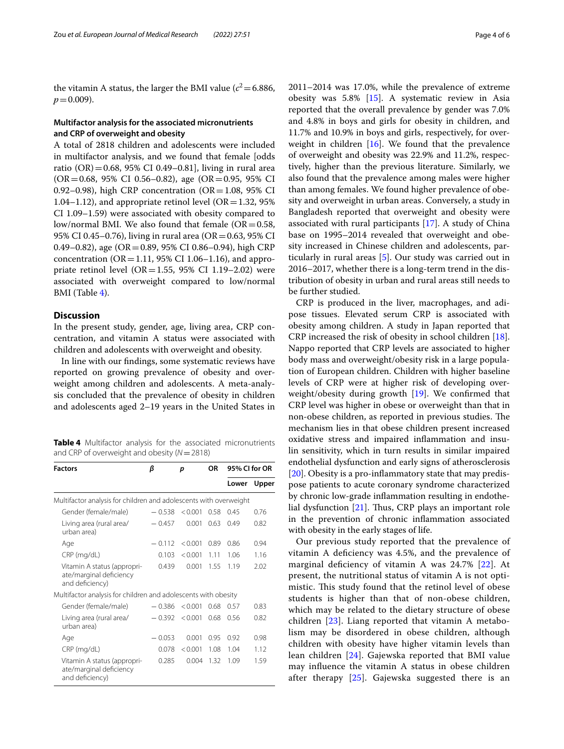the vitamin A status, the larger the BMI value ($c^2=6.886$, $p=0.009$).

### Multifactor analysis for the associated micronutrients and CRP of overweight and obesity

A total of 2818 children and adolescents were included in multifactor analysis, and we found that female [odds ratio (OR) = 0.68, 95% CI 0.49–0.81], living in rural area (OR = 0.68, 95% CI 0.56–0.82), age (OR = 0.95, 95% CI 0.92–0.98), high CRP concentration (OR = 1.08, 95% CI 1.04–1.12), and appropriate retinol level (OR = 1.32, 95% CI 1.09–1.59) were associated with obesity compared to low/normal BMI. We also found that female (OR = 0.58, 95% CI 0.45–0.76), living in rural area (OR = 0.63, 95% CI 0.49–0.82), age (OR = 0.89, 95% CI 0.86–0.94), high CRP concentration (OR = 1.11, 95% CI 1.06–1.16), and appropriate retinol level (OR = 1.55, 95% CI 1.19–2.02) were associated with overweight compared to low/normal BMI (Table 4).

## Discussion

In the present study, gender, age, living area, CRP concentration, and vitamin A status were associated with children and adolescents with overweight and obesity.

In line with our findings, some systematic reviews have reported on growing prevalence of obesity and overweight among children and adolescents. A meta-analysis concluded that the prevalence of obesity in children and adolescents aged 2–19 years in the United States in 2011–2014 was 17.0%, while the prevalence of extreme obesity was 5.8% [15]. A systematic review in Asia reported that the overall prevalence by gender was 7.0% and 4.8% in boys and girls for obesity in children, and 11.7% and 10.9% in boys and girls, respectively, for overweight in children [16]. We found that the prevalence of overweight and obesity was 22.9% and 11.2%, respectively, higher than the previous literature. Similarly, we also found that the prevalence among males were higher than among females. We found higher prevalence of obesity and overweight in urban areas. Conversely, a study in Bangladesh reported that overweight and obesity were associated with rural participants [17]. A study of China base on 1995–2014 revealed that overweight and obesity increased in Chinese children and adolescents, particularly in rural areas [5]. Our study was carried out in 2016–2017, whether there is a long-term trend in the distribution of obesity in urban and rural areas still needs to be further studied.

CRP is produced in the liver, macrophages, and adipose tissues. Elevated serum CRP is associated with obesity among children. A study in Japan reported that CRP increased the risk of obesity in school children [18]. Nappo reported that CRP levels are associated to higher body mass and overweight/obesity risk in a large population of European children. Children with higher baseline levels of CRP were at higher risk of developing overweight/obesity during growth [19]. We confirmed that CRP level was higher in obese or overweight than that in non-obese children, as reported in previous studies. The mechanism lies in that obese children present increased oxidative stress and impaired inflammation and insulin sensitivity, which in turn results in similar impaired endothelial dysfunction and early signs of atherosclerosis [20]. Obesity is a pro-inflammatory state that may predispose patients to acute coronary syndrome characterized by chronic low-grade inflammation resulting in endothelial dysfunction [21]. Thus, CRP plays an important role in the prevention of chronic inflammation associated with obesity in the early stages of life.

Our previous study reported that the prevalence of vitamin A deficiency was 4.5%, and the prevalence of marginal deficiency of vitamin A was 24.7% [22]. At present, the nutritional status of vitamin A is not optimistic. This study found that the retinol level of obese students is higher than that of non-obese children, which may be related to the dietary structure of obese children [23]. Liang reported that vitamin A metabolism may be disordered in obese children, although children with obesity have higher vitamin levels than lean children [24]. Gajewska reported that BMI value may influence the vitamin A status in obese children after therapy [25]. Gajewska suggested there is an

**Table 4** Multifactor analysis for the associated micronutrients and CRP of overweight and obesity ($N=2818$)

| Factors | β | p | OR | 95% CI for OR | |
|---|---|---|---|---|---|
| | | | | Lower | Upper |
| *Multifactor analysis for children and adolescents with overweight* | | | | | |
| Gender (female/male) | −0.538 | <0.001 | 0.58 | 0.45 | 0.76 |
| Living area (rural area/urban area) | −0.457 | 0.001 | 0.63 | 0.49 | 0.82 |
| Age | −0.112 | <0.001 | 0.89 | 0.86 | 0.94 |
| CRP (mg/dL) | 0.103 | <0.001 | 1.11 | 1.06 | 1.16 |
| Vitamin A status (appropriate/marginal deficiency and deficiency) | 0.439 | 0.001 | 1.55 | 1.19 | 2.02 |
| *Multifactor analysis for children and adolescents with obesity* | | | | | |
| Gender (female/male) | −0.386 | <0.001 | 0.68 | 0.57 | 0.83 |
| Living area (rural area/urban area) | −0.392 | <0.001 | 0.68 | 0.56 | 0.82 |
| Age | −0.053 | 0.001 | 0.95 | 0.92 | 0.98 |
| CRP (mg/dL) | 0.078 | <0.001 | 1.08 | 1.04 | 1.12 |
| Vitamin A status (appropriate/marginal deficiency and deficiency) | 0.285 | 0.004 | 1.32 | 1.09 | 1.59 |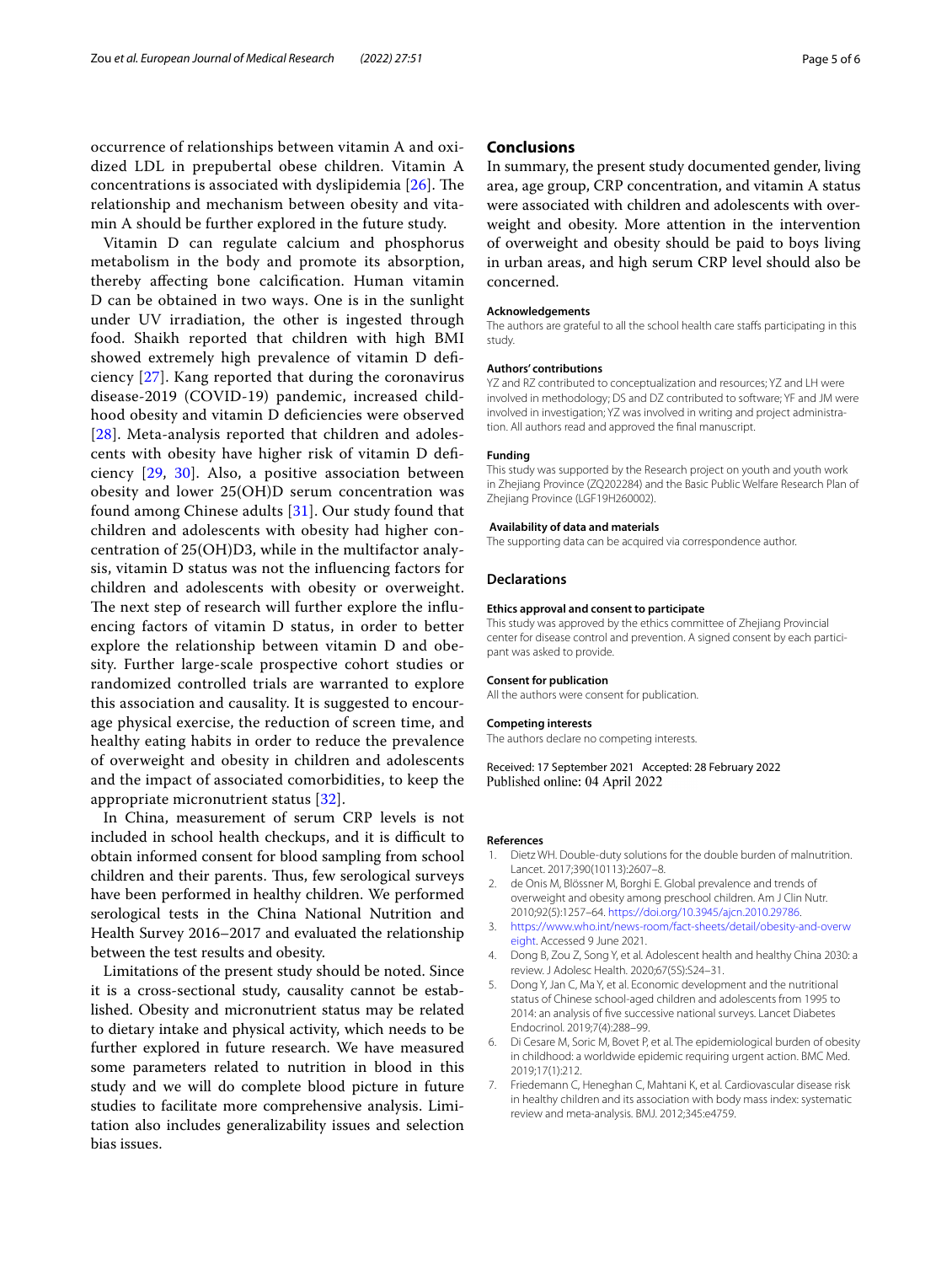occurrence of relationships between vitamin A and oxidized LDL in prepubertal obese children. Vitamin A concentrations is associated with dyslipidemia [26]. The relationship and mechanism between obesity and vitamin A should be further explored in the future study.

Vitamin D can regulate calcium and phosphorus metabolism in the body and promote its absorption, thereby affecting bone calcification. Human vitamin D can be obtained in two ways. One is in the sunlight under UV irradiation, the other is ingested through food. Shaikh reported that children with high BMI showed extremely high prevalence of vitamin D deficiency [27]. Kang reported that during the coronavirus disease-2019 (COVID-19) pandemic, increased childhood obesity and vitamin D deficiencies were observed [28]. Meta-analysis reported that children and adolescents with obesity have higher risk of vitamin D deficiency [29, 30]. Also, a positive association between obesity and lower 25(OH)D serum concentration was found among Chinese adults [31]. Our study found that children and adolescents with obesity had higher concentration of 25(OH)D3, while in the multifactor analysis, vitamin D status was not the influencing factors for children and adolescents with obesity or overweight. The next step of research will further explore the influencing factors of vitamin D status, in order to better explore the relationship between vitamin D and obesity. Further large-scale prospective cohort studies or randomized controlled trials are warranted to explore this association and causality. It is suggested to encourage physical exercise, the reduction of screen time, and healthy eating habits in order to reduce the prevalence of overweight and obesity in children and adolescents and the impact of associated comorbidities, to keep the appropriate micronutrient status [32].

In China, measurement of serum CRP levels is not included in school health checkups, and it is difficult to obtain informed consent for blood sampling from school children and their parents. Thus, few serological surveys have been performed in healthy children. We performed serological tests in the China National Nutrition and Health Survey 2016–2017 and evaluated the relationship between the test results and obesity.

Limitations of the present study should be noted. Since it is a cross-sectional study, causality cannot be established. Obesity and micronutrient status may be related to dietary intake and physical activity, which needs to be further explored in future research. We have measured some parameters related to nutrition in blood in this study and we will do complete blood picture in future studies to facilitate more comprehensive analysis. Limitation also includes generalizability issues and selection bias issues.

## Conclusions

In summary, the present study documented gender, living area, age group, CRP concentration, and vitamin A status were associated with children and adolescents with overweight and obesity. More attention in the intervention of overweight and obesity should be paid to boys living in urban areas, and high serum CRP level should also be concerned.

#### Acknowledgements

The authors are grateful to all the school health care staffs participating in this study.

#### Authors' contributions

YZ and RZ contributed to conceptualization and resources; YZ and LH were involved in methodology; DS and DZ contributed to software; YF and JM were involved in investigation; YZ was involved in writing and project administration. All authors read and approved the final manuscript.

#### Funding

This study was supported by the Research project on youth and youth work in Zhejiang Province (ZQ202284) and the Basic Public Welfare Research Plan of Zhejiang Province (LGF19H260002).

#### Availability of data and materials

The supporting data can be acquired via correspondence author.

## Declarations

#### Ethics approval and consent to participate

This study was approved by the ethics committee of Zhejiang Provincial center for disease control and prevention. A signed consent by each participant was asked to provide.

#### Consent for publication

All the authors were consent for publication.

#### Competing interests

The authors declare no competing interests.

Received: 17 September 2021 Accepted: 28 February 2022
Published online: 04 April 2022

#### References

1. Dietz WH. Double-duty solutions for the double burden of malnutrition. Lancet. 2017;390(10113):2607–8.
2. de Onis M, Blössner M, Borghi E. Global prevalence and trends of overweight and obesity among preschool children. Am J Clin Nutr. 2010;92(5):1257–64. https://doi.org/10.3945/ajcn.2010.29786.
3. https://www.who.int/news-room/fact-sheets/detail/obesity-and-overweight. Accessed 9 June 2021.
4. Dong B, Zou Z, Song Y, et al. Adolescent health and healthy China 2030: a review. J Adolesc Health. 2020;67(5S):S24–31.
5. Dong Y, Jan C, Ma Y, et al. Economic development and the nutritional status of Chinese school-aged children and adolescents from 1995 to 2014: an analysis of five successive national surveys. Lancet Diabetes Endocrinol. 2019;7(4):288–99.
6. Di Cesare M, Soric M, Bovet P, et al. The epidemiological burden of obesity in childhood: a worldwide epidemic requiring urgent action. BMC Med. 2019;17(1):212.
7. Friedemann C, Heneghan C, Mahtani K, et al. Cardiovascular disease risk in healthy children and its association with body mass index: systematic review and meta-analysis. BMJ. 2012;345:e4759.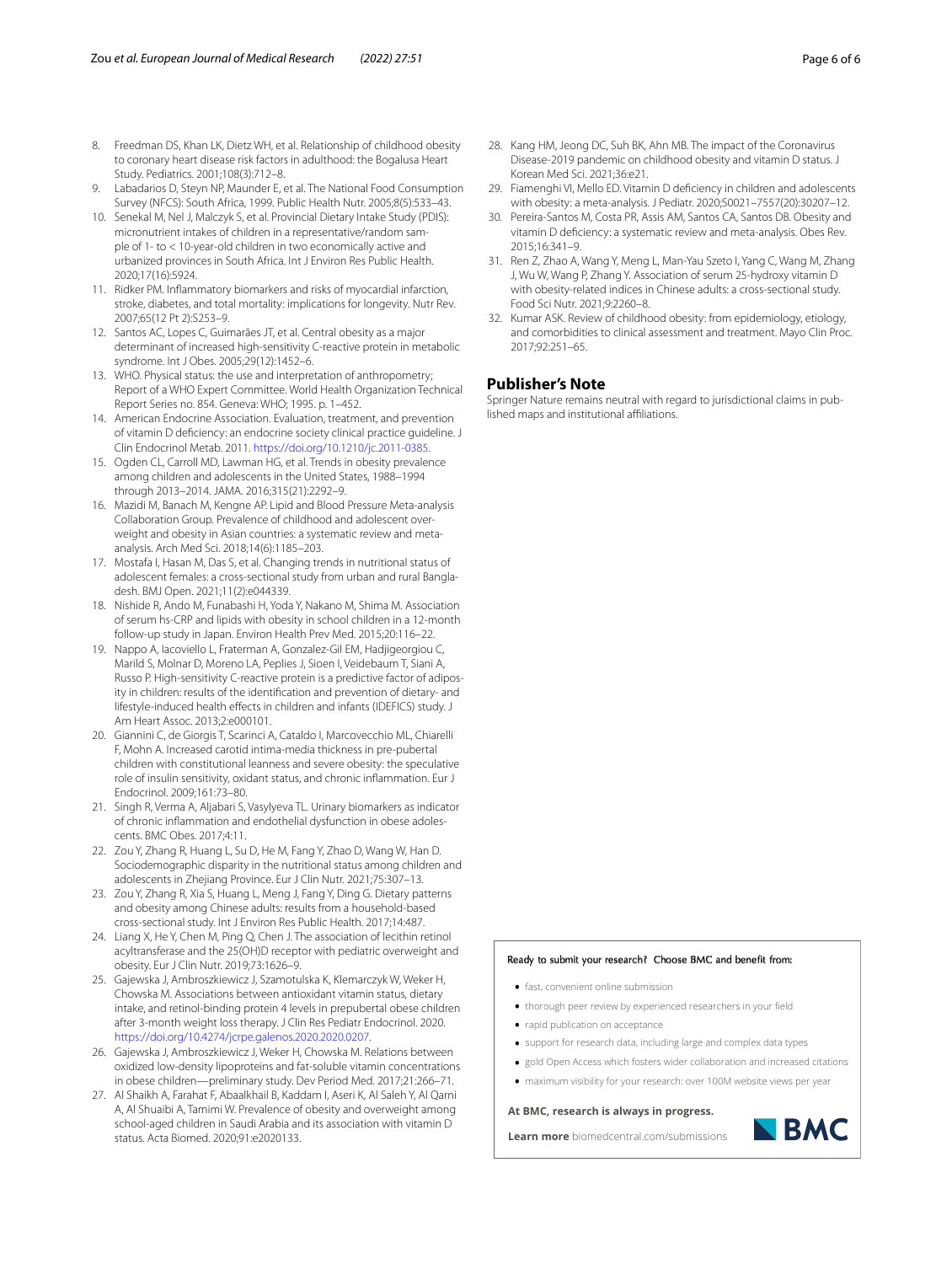8. Freedman DS, Khan LK, Dietz WH, et al. Relationship of childhood obesity to coronary heart disease risk factors in adulthood: the Bogalusa Heart Study. Pediatrics. 2001;108(3):712–8.
9. Labadarios D, Steyn NP, Maunder E, et al. The National Food Consumption Survey (NFCS): South Africa, 1999. Public Health Nutr. 2005;8(5):533–43.
10. Senekal M, Nel J, Malczyk S, et al. Provincial Dietary Intake Study (PDIS): micronutrient intakes of children in a representative/random sample of 1- to < 10-year-old children in two economically active and urbanized provinces in South Africa. Int J Environ Res Public Health. 2020;17(16):5924.
11. Ridker PM. Inflammatory biomarkers and risks of myocardial infarction, stroke, diabetes, and total mortality: implications for longevity. Nutr Rev. 2007;65(12 Pt 2):S253–9.
12. Santos AC, Lopes C, Guimarães JT, et al. Central obesity as a major determinant of increased high-sensitivity C-reactive protein in metabolic syndrome. Int J Obes. 2005;29(12):1452–6.
13. WHO. Physical status: the use and interpretation of anthropometry; Report of a WHO Expert Committee. World Health Organization Technical Report Series no. 854. Geneva: WHO; 1995. p. 1–452.
14. American Endocrine Association. Evaluation, treatment, and prevention of vitamin D deficiency: an endocrine society clinical practice guideline. J Clin Endocrinol Metab. 2011. https://doi.org/10.1210/jc.2011-0385.
15. Ogden CL, Carroll MD, Lawman HG, et al. Trends in obesity prevalence among children and adolescents in the United States, 1988–1994 through 2013–2014. JAMA. 2016;315(21):2292–9.
16. Mazidi M, Banach M, Kengne AP. Lipid and Blood Pressure Meta-analysis Collaboration Group. Prevalence of childhood and adolescent overweight and obesity in Asian countries: a systematic review and meta-analysis. Arch Med Sci. 2018;14(6):1185–203.
17. Mostafa I, Hasan M, Das S, et al. Changing trends in nutritional status of adolescent females: a cross-sectional study from urban and rural Bangladesh. BMJ Open. 2021;11(2):e044339.
18. Nishide R, Ando M, Funabashi H, Yoda Y, Nakano M, Shima M. Association of serum hs-CRP and lipids with obesity in school children in a 12-month follow-up study in Japan. Environ Health Prev Med. 2015;20:116–22.
19. Nappo A, Iacoviello L, Fraterman A, Gonzalez-Gil EM, Hadjigeorgiou C, Marild S, Molnar D, Moreno LA, Peplies J, Sioen I, Veidebaum T, Siani A, Russo P. High-sensitivity C-reactive protein is a predictive factor of adiposity in children: results of the identification and prevention of dietary- and lifestyle-induced health effects in children and infants (IDEFICS) study. J Am Heart Assoc. 2013;2:e000101.
20. Giannini C, de Giorgis T, Scarinci A, Cataldo I, Marcovecchio ML, Chiarelli F, Mohn A. Increased carotid intima-media thickness in pre-pubertal children with constitutional leanness and severe obesity: the speculative role of insulin sensitivity, oxidant status, and chronic inflammation. Eur J Endocrinol. 2009;161:73–80.
21. Singh R, Verma A, Aljabari S, Vasylyeva TL. Urinary biomarkers as indicator of chronic inflammation and endothelial dysfunction in obese adolescents. BMC Obes. 2017;4:11.
22. Zou Y, Zhang R, Huang L, Su D, He M, Fang Y, Zhao D, Wang W, Han D. Sociodemographic disparity in the nutritional status among children and adolescents in Zhejiang Province. Eur J Clin Nutr. 2021;75:307–13.
23. Zou Y, Zhang R, Xia S, Huang L, Meng J, Fang Y, Ding G. Dietary patterns and obesity among Chinese adults: results from a household-based cross-sectional study. Int J Environ Res Public Health. 2017;14:487.
24. Liang X, He Y, Chen M, Ping Q, Chen J. The association of lecithin retinol acyltransferase and the 25(OH)D receptor with pediatric overweight and obesity. Eur J Clin Nutr. 2019;73:1626–9.
25. Gajewska J, Ambroszkiewicz J, Szamotulska K, Klemarczyk W, Weker H, Chowska M. Associations between antioxidant vitamin status, dietary intake, and retinol-binding protein 4 levels in prepubertal obese children after 3-month weight loss therapy. J Clin Res Pediatr Endocrinol. 2020. https://doi.org/10.4274/jcrpe.galenos.2020.2020.0207.
26. Gajewska J, Ambroszkiewicz J, Weker H, Chowska M. Relations between oxidized low-density lipoproteins and fat-soluble vitamin concentrations in obese children—preliminary study. Dev Period Med. 2017;21:266–71.
27. Al Shaikh A, Farahat F, Abaalkhail B, Kaddam I, Aseri K, Al Saleh Y, Al Qarni A, Al Shuaibi A, Tamimi W. Prevalence of obesity and overweight among school-aged children in Saudi Arabia and its association with vitamin D status. Acta Biomed. 2020;91:e2020133.
28. Kang HM, Jeong DC, Suh BK, Ahn MB. The impact of the Coronavirus Disease-2019 pandemic on childhood obesity and vitamin D status. J Korean Med Sci. 2021;36:e21.
29. Fiamenghi VI, Mello ED. Vitamin D deficiency in children and adolescents with obesity: a meta-analysis. J Pediatr. 2020;S0021–7557(20):30207–12.
30. Pereira-Santos M, Costa PR, Assis AM, Santos CA, Santos DB. Obesity and vitamin D deficiency: a systematic review and meta-analysis. Obes Rev. 2015;16:341–9.
31. Ren Z, Zhao A, Wang Y, Meng L, Man-Yau Szeto I, Yang C, Wang M, Zhang J, Wu W, Wang P, Zhang Y. Association of serum 25-hydroxy vitamin D with obesity-related indices in Chinese adults: a cross-sectional study. Food Sci Nutr. 2021;9:2260–8.
32. Kumar ASK. Review of childhood obesity: from epidemiology, etiology, and comorbidities to clinical assessment and treatment. Mayo Clin Proc. 2017;92:251–65.

## Publisher's Note

Springer Nature remains neutral with regard to jurisdictional claims in published maps and institutional affiliations.

Ready to submit your research? Choose BMC and benefit from:

- fast, convenient online submission
- thorough peer review by experienced researchers in your field
- rapid publication on acceptance
- support for research data, including large and complex data types
- gold Open Access which fosters wider collaboration and increased citations
- maximum visibility for your research: over 100M website views per year

**At BMC, research is always in progress.**

**Learn more** biomedcentral.com/submissions

BMC